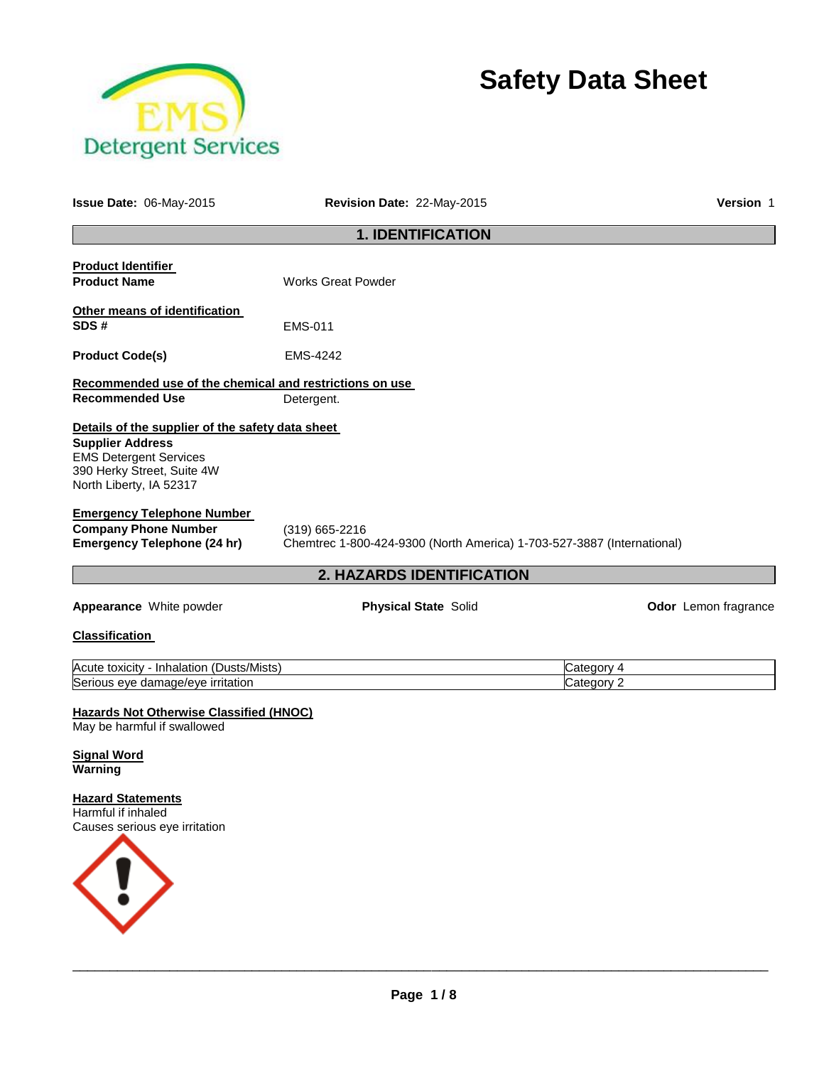# Safety Data Sheet

EMS Detergent Services

**Issue Date:** 06-May-2015 **Revision Date:** 22-May-2015 **Version** 1

## 1. IDENTIFICATION

**Product Identifier**

**Product Name** Works Great Powder

**Other means of identification**

**SDS #** EMS-011

**Product Code(s)** EMS-4242

**Recommended use of the chemical and restrictions on use**

**Recommended Use** Detergent.

**Details of the supplier of the safety data sheet**

**Supplier Address**
EMS Detergent Services
390 Herky Street, Suite 4W
North Liberty, IA 52317

**Emergency Telephone Number**

**Company Phone Number** (319) 665-2216

**Emergency Telephone (24 hr)** Chemtrec 1-800-424-9300 (North America) 1-703-527-3887 (International)

## 2. HAZARDS IDENTIFICATION

**Appearance** White powder **Physical State** Solid **Odor** Lemon fragrance

**Classification**

| | |
|---|---|
| Acute toxicity - Inhalation (Dusts/Mists) | Category 4 |
| Serious eye damage/eye irritation | Category 2 |

**Hazards Not Otherwise Classified (HNOC)**
May be harmful if swallowed

**Signal Word**
**Warning**

**Hazard Statements**
Harmful if inhaled
Causes serious eye irritation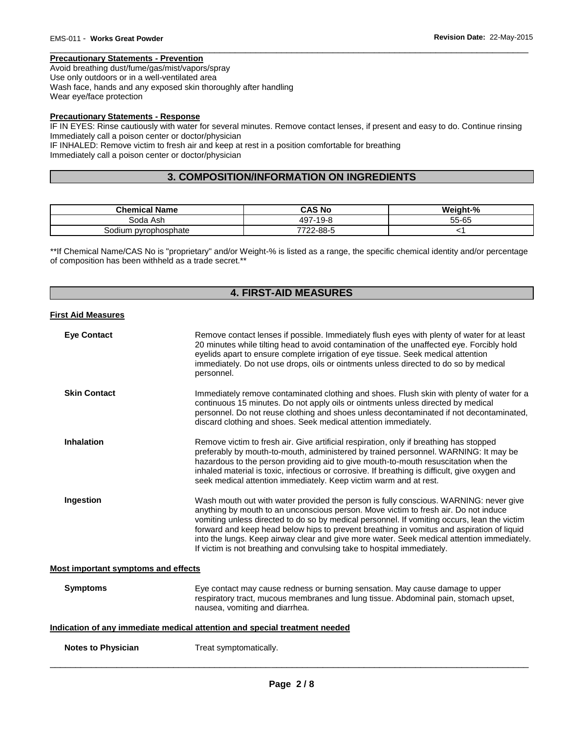**Precautionary Statements - Prevention**

Avoid breathing dust/fume/gas/mist/vapors/spray
Use only outdoors or in a well-ventilated area
Wash face, hands and any exposed skin thoroughly after handling
Wear eye/face protection

**Precautionary Statements - Response**

IF IN EYES: Rinse cautiously with water for several minutes. Remove contact lenses, if present and easy to do. Continue rinsing
Immediately call a poison center or doctor/physician
IF INHALED: Remove victim to fresh air and keep at rest in a position comfortable for breathing
Immediately call a poison center or doctor/physician

## 3. COMPOSITION/INFORMATION ON INGREDIENTS

| Chemical Name | CAS No | Weight-% |
|---|---|---|
| Soda Ash | 497-19-8 | 55-65 |
| Sodium pyrophosphate | 7722-88-5 | <1 |

**If Chemical Name/CAS No is "proprietary" and/or Weight-% is listed as a range, the specific chemical identity and/or percentage of composition has been withheld as a trade secret.**

## 4. FIRST-AID MEASURES

**First Aid Measures**

**Eye Contact** — Remove contact lenses if possible. Immediately flush eyes with plenty of water for at least 20 minutes while tilting head to avoid contamination of the unaffected eye. Forcibly hold eyelids apart to ensure complete irrigation of eye tissue. Seek medical attention immediately. Do not use drops, oils or ointments unless directed to do so by medical personnel.

**Skin Contact** — Immediately remove contaminated clothing and shoes. Flush skin with plenty of water for a continuous 15 minutes. Do not apply oils or ointments unless directed by medical personnel. Do not reuse clothing and shoes unless decontaminated if not decontaminated, discard clothing and shoes. Seek medical attention immediately.

**Inhalation** — Remove victim to fresh air. Give artificial respiration, only if breathing has stopped preferably by mouth-to-mouth, administered by trained personnel. WARNING: It may be hazardous to the person providing aid to give mouth-to-mouth resuscitation when the inhaled material is toxic, infectious or corrosive. If breathing is difficult, give oxygen and seek medical attention immediately. Keep victim warm and at rest.

**Ingestion** — Wash mouth out with water provided the person is fully conscious. WARNING: never give anything by mouth to an unconscious person. Move victim to fresh air. Do not induce vomiting unless directed to do so by medical personnel. If vomiting occurs, lean the victim forward and keep head below hips to prevent breathing in vomitus and aspiration of liquid into the lungs. Keep airway clear and give more water. Seek medical attention immediately. If victim is not breathing and convulsing take to hospital immediately.

**Most important symptoms and effects**

**Symptoms** — Eye contact may cause redness or burning sensation. May cause damage to upper respiratory tract, mucous membranes and lung tissue. Abdominal pain, stomach upset, nausea, vomiting and diarrhea.

**Indication of any immediate medical attention and special treatment needed**

**Notes to Physician** — Treat symptomatically.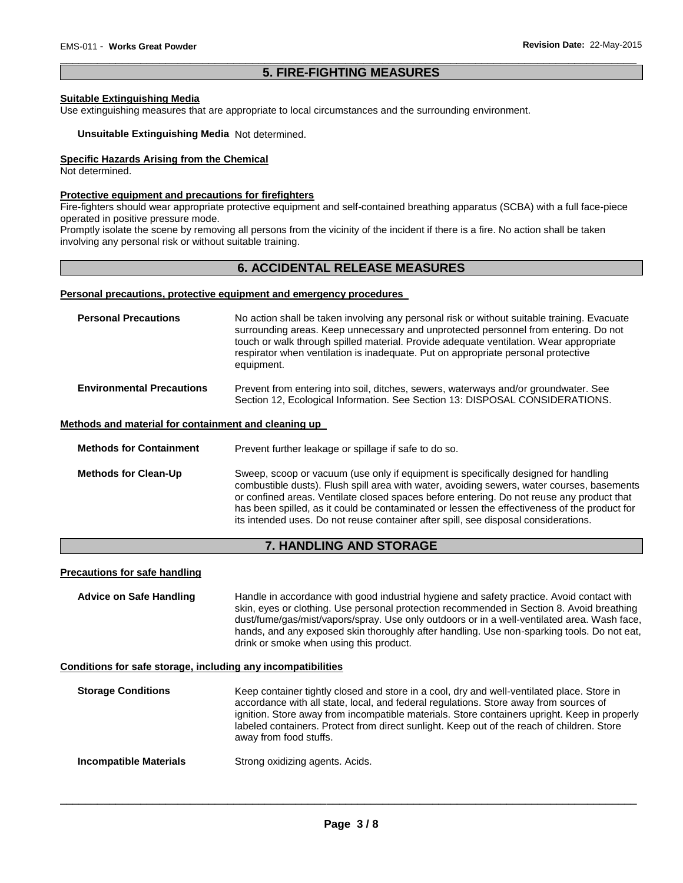## 5. FIRE-FIGHTING MEASURES

**Suitable Extinguishing Media**
Use extinguishing measures that are appropriate to local circumstances and the surrounding environment.

**Unsuitable Extinguishing Media** Not determined.

**Specific Hazards Arising from the Chemical**
Not determined.

**Protective equipment and precautions for firefighters**
Fire-fighters should wear appropriate protective equipment and self-contained breathing apparatus (SCBA) with a full face-piece operated in positive pressure mode.
Promptly isolate the scene by removing all persons from the vicinity of the incident if there is a fire. No action shall be taken involving any personal risk or without suitable training.

## 6. ACCIDENTAL RELEASE MEASURES

**Personal precautions, protective equipment and emergency procedures**

**Personal Precautions** No action shall be taken involving any personal risk or without suitable training. Evacuate surrounding areas. Keep unnecessary and unprotected personnel from entering. Do not touch or walk through spilled material. Provide adequate ventilation. Wear appropriate respirator when ventilation is inadequate. Put on appropriate personal protective equipment.

**Environmental Precautions** Prevent from entering into soil, ditches, sewers, waterways and/or groundwater. See Section 12, Ecological Information. See Section 13: DISPOSAL CONSIDERATIONS.

**Methods and material for containment and cleaning up**

**Methods for Containment** Prevent further leakage or spillage if safe to do so.

**Methods for Clean-Up** Sweep, scoop or vacuum (use only if equipment is specifically designed for handling combustible dusts). Flush spill area with water, avoiding sewers, water courses, basements or confined areas. Ventilate closed spaces before entering. Do not reuse any product that has been spilled, as it could be contaminated or lessen the effectiveness of the product for its intended uses. Do not reuse container after spill, see disposal considerations.

## 7. HANDLING AND STORAGE

**Precautions for safe handling**

**Advice on Safe Handling** Handle in accordance with good industrial hygiene and safety practice. Avoid contact with skin, eyes or clothing. Use personal protection recommended in Section 8. Avoid breathing dust/fume/gas/mist/vapors/spray. Use only outdoors or in a well-ventilated area. Wash face, hands, and any exposed skin thoroughly after handling. Use non-sparking tools. Do not eat, drink or smoke when using this product.

**Conditions for safe storage, including any incompatibilities**

**Storage Conditions** Keep container tightly closed and store in a cool, dry and well-ventilated place. Store in accordance with all state, local, and federal regulations. Store away from sources of ignition. Store away from incompatible materials. Store containers upright. Keep in properly labeled containers. Protect from direct sunlight. Keep out of the reach of children. Store away from food stuffs.

**Incompatible Materials** Strong oxidizing agents. Acids.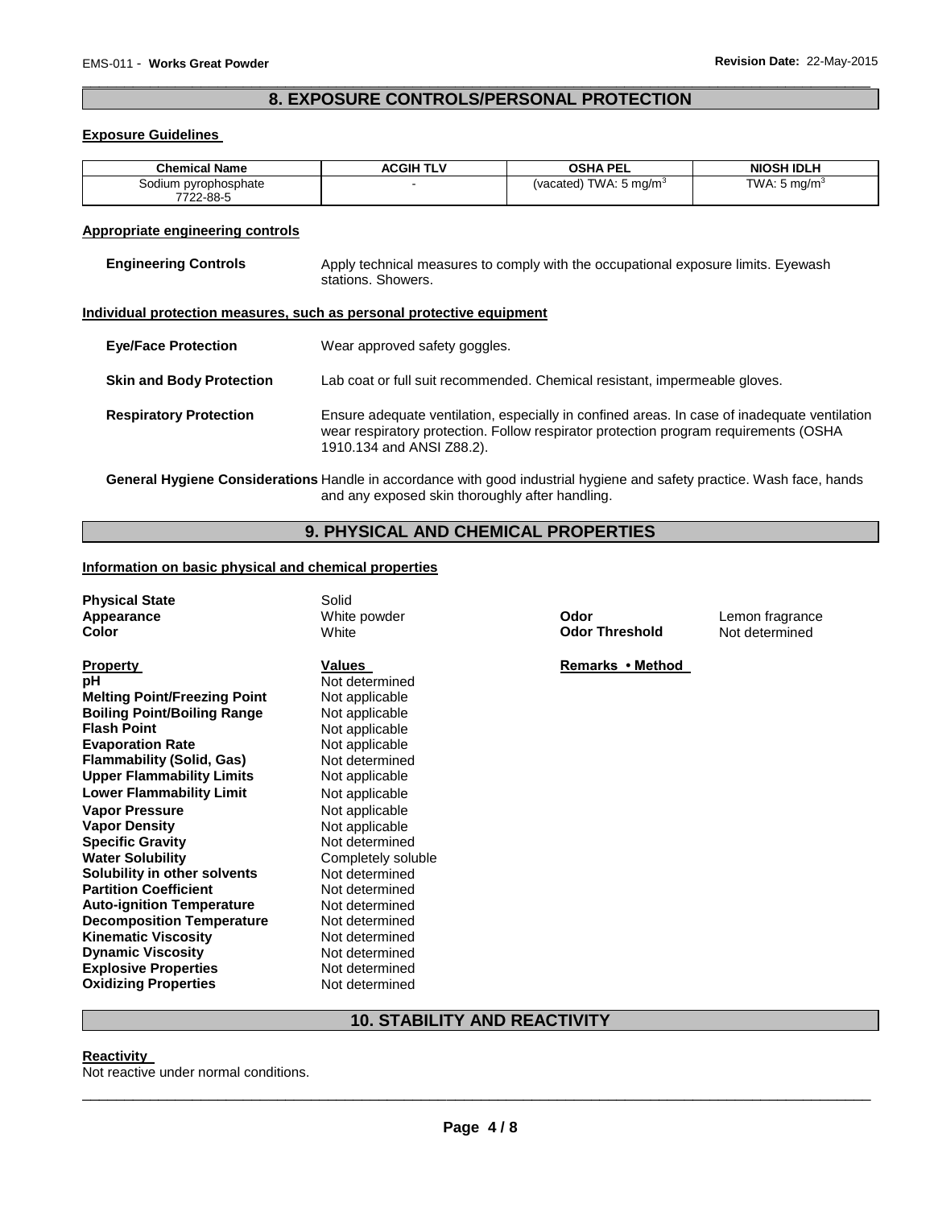## 8. EXPOSURE CONTROLS/PERSONAL PROTECTION

### Exposure Guidelines

| Chemical Name | ACGIH TLV | OSHA PEL | NIOSH IDLH |
|---|---|---|---|
| Sodium pyrophosphate 7722-88-5 | - | (vacated) TWA: 5 mg/m$^3$ | TWA: 5 mg/m$^3$ |

### Appropriate engineering controls

**Engineering Controls** Apply technical measures to comply with the occupational exposure limits. Eyewash stations. Showers.

### Individual protection measures, such as personal protective equipment

**Eye/Face Protection** Wear approved safety goggles.

**Skin and Body Protection** Lab coat or full suit recommended. Chemical resistant, impermeable gloves.

**Respiratory Protection** Ensure adequate ventilation, especially in confined areas. In case of inadequate ventilation wear respiratory protection. Follow respirator protection program requirements (OSHA 1910.134 and ANSI Z88.2).

**General Hygiene Considerations** Handle in accordance with good industrial hygiene and safety practice. Wash face, hands and any exposed skin thoroughly after handling.

## 9. PHYSICAL AND CHEMICAL PROPERTIES

### Information on basic physical and chemical properties

**Physical State** Solid
**Appearance** White powder
**Color** White

**Odor** Lemon fragrance
**Odor Threshold** Not determined

| Property | Values | Remarks • Method |
|---|---|---|
| **pH** | Not determined | |
| **Melting Point/Freezing Point** | Not applicable | |
| **Boiling Point/Boiling Range** | Not applicable | |
| **Flash Point** | Not applicable | |
| **Evaporation Rate** | Not applicable | |
| **Flammability (Solid, Gas)** | Not determined | |
| **Upper Flammability Limits** | Not applicable | |
| **Lower Flammability Limit** | Not applicable | |
| **Vapor Pressure** | Not applicable | |
| **Vapor Density** | Not applicable | |
| **Specific Gravity** | Not determined | |
| **Water Solubility** | Completely soluble | |
| **Solubility in other solvents** | Not determined | |
| **Partition Coefficient** | Not determined | |
| **Auto-ignition Temperature** | Not determined | |
| **Decomposition Temperature** | Not determined | |
| **Kinematic Viscosity** | Not determined | |
| **Dynamic Viscosity** | Not determined | |
| **Explosive Properties** | Not determined | |
| **Oxidizing Properties** | Not determined | |

## 10. STABILITY AND REACTIVITY

### Reactivity

Not reactive under normal conditions.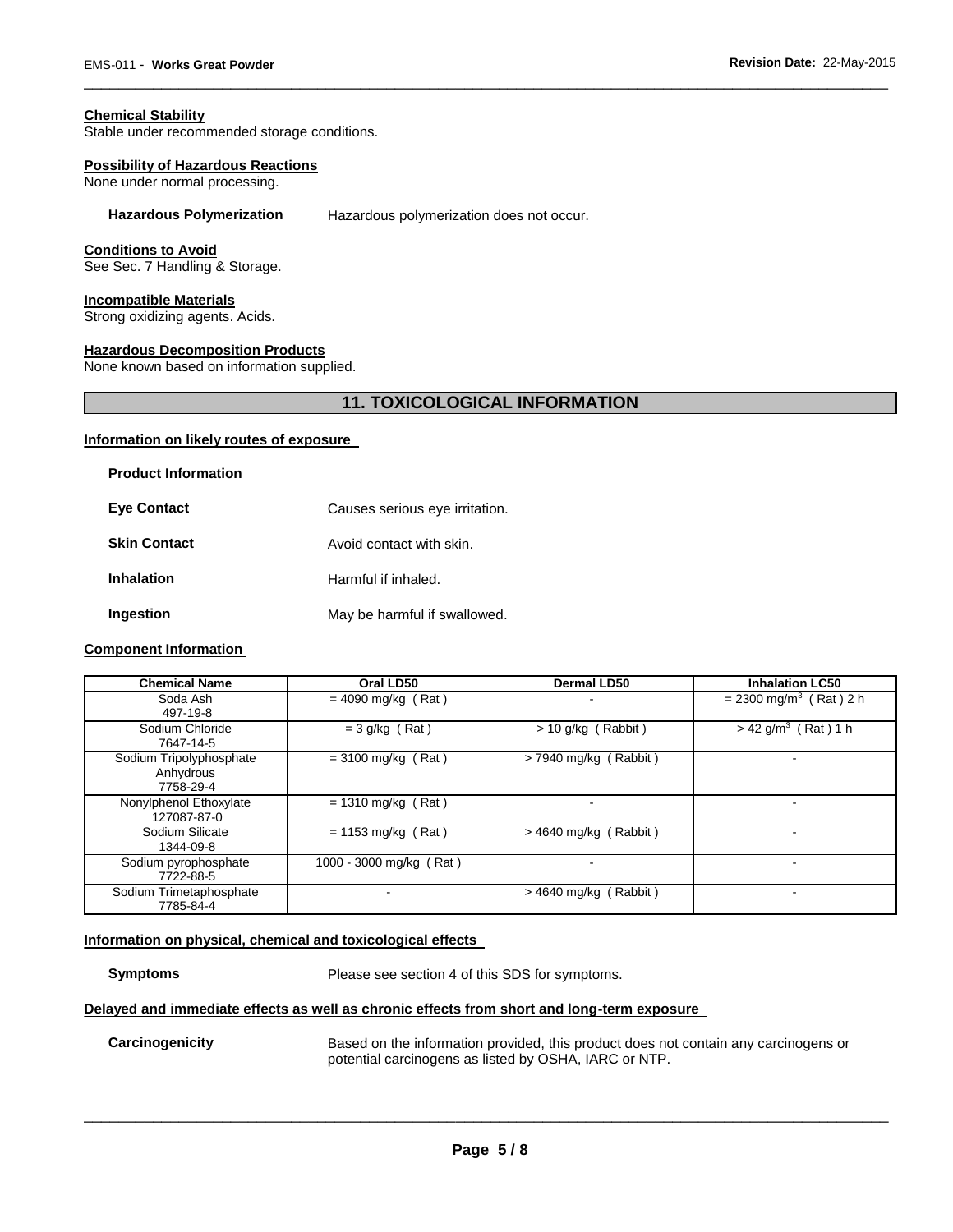**Chemical Stability**
Stable under recommended storage conditions.

**Possibility of Hazardous Reactions**
None under normal processing.

**Hazardous Polymerization** Hazardous polymerization does not occur.

**Conditions to Avoid**
See Sec. 7 Handling & Storage.

**Incompatible Materials**
Strong oxidizing agents. Acids.

**Hazardous Decomposition Products**
None known based on information supplied.

## 11. TOXICOLOGICAL INFORMATION

**Information on likely routes of exposure**

**Product Information**

**Eye Contact** Causes serious eye irritation.

**Skin Contact** Avoid contact with skin.

**Inhalation** Harmful if inhaled.

**Ingestion** May be harmful if swallowed.

**Component Information**

| Chemical Name | Oral LD50 | Dermal LD50 | Inhalation LC50 |
|---|---|---|---|
| Soda Ash 497-19-8 | = 4090 mg/kg ( Rat ) | - | = 2300 mg/m$^3$ ( Rat ) 2 h |
| Sodium Chloride 7647-14-5 | = 3 g/kg ( Rat ) | > 10 g/kg ( Rabbit ) | > 42 g/m$^3$ ( Rat ) 1 h |
| Sodium Tripolyphosphate Anhydrous 7758-29-4 | = 3100 mg/kg ( Rat ) | > 7940 mg/kg ( Rabbit ) | - |
| Nonylphenol Ethoxylate 127087-87-0 | = 1310 mg/kg ( Rat ) | - | - |
| Sodium Silicate 1344-09-8 | = 1153 mg/kg ( Rat ) | > 4640 mg/kg ( Rabbit ) | - |
| Sodium pyrophosphate 7722-88-5 | 1000 - 3000 mg/kg ( Rat ) | - | - |
| Sodium Trimetaphosphate 7785-84-4 | - | > 4640 mg/kg ( Rabbit ) | - |

**Information on physical, chemical and toxicological effects**

**Symptoms** Please see section 4 of this SDS for symptoms.

**Delayed and immediate effects as well as chronic effects from short and long-term exposure**

**Carcinogenicity** Based on the information provided, this product does not contain any carcinogens or potential carcinogens as listed by OSHA, IARC or NTP.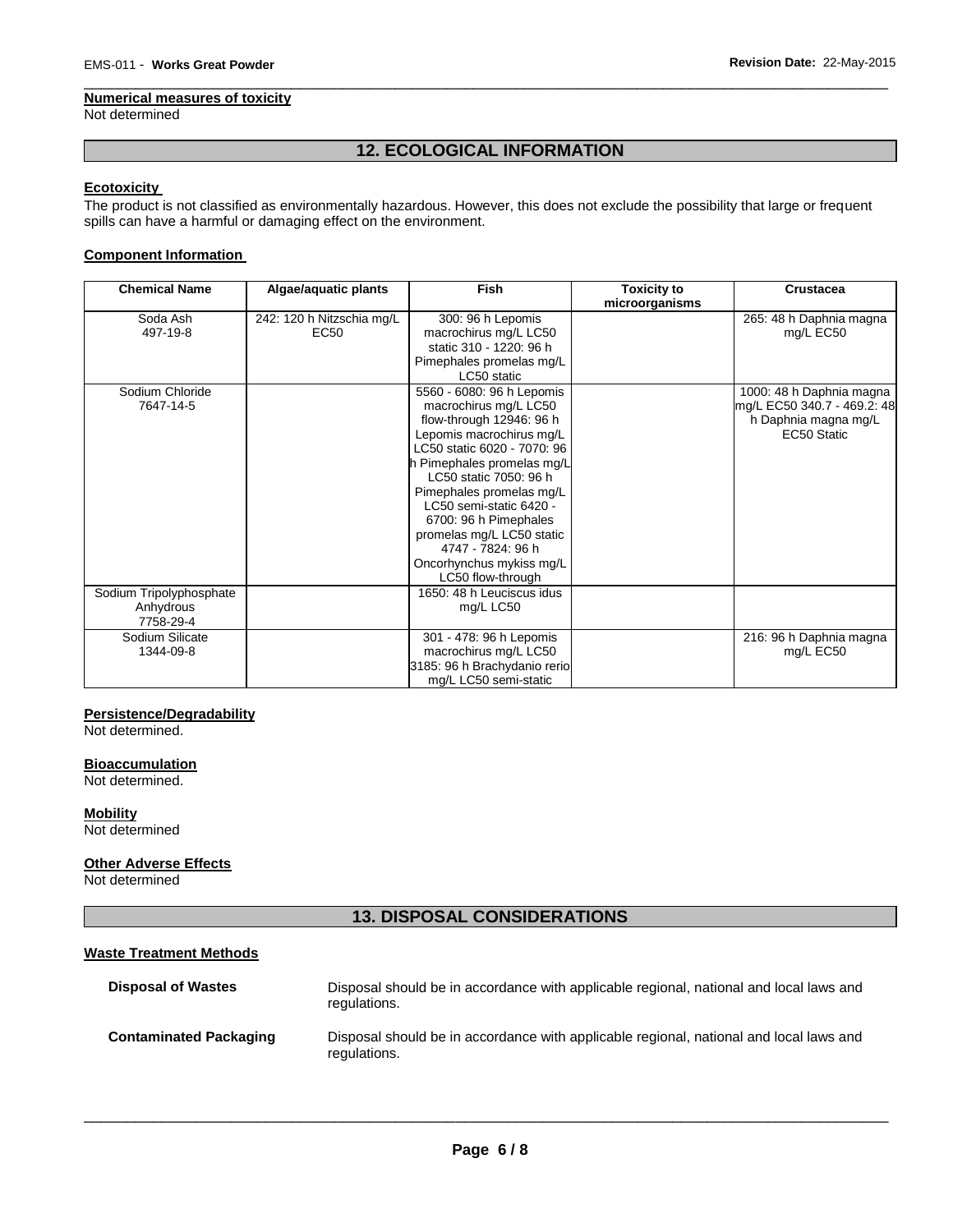#### Numerical measures of toxicity

Not determined

## 12. ECOLOGICAL INFORMATION

#### Ecotoxicity

The product is not classified as environmentally hazardous. However, this does not exclude the possibility that large or frequent spills can have a harmful or damaging effect on the environment.

#### Component Information

| Chemical Name | Algae/aquatic plants | Fish | Toxicity to microorganisms | Crustacea |
|---|---|---|---|---|
| Soda Ash 497-19-8 | 242: 120 h Nitzschia mg/L EC50 | 300: 96 h Lepomis macrochirus mg/L LC50 static 310 - 1220: 96 h Pimephales promelas mg/L LC50 static | | 265: 48 h Daphnia magna mg/L EC50 |
| Sodium Chloride 7647-14-5 | | 5560 - 6080: 96 h Lepomis macrochirus mg/L LC50 flow-through 12946: 96 h Lepomis macrochirus mg/L LC50 static 6020 - 7070: 96 h Pimephales promelas mg/L LC50 static 7050: 96 h Pimephales promelas mg/L LC50 semi-static 6420 - 6700: 96 h Pimephales promelas mg/L LC50 static 4747 - 7824: 96 h Oncorhynchus mykiss mg/L LC50 flow-through | | 1000: 48 h Daphnia magna mg/L EC50 340.7 - 469.2: 48 h Daphnia magna mg/L EC50 Static |
| Sodium Tripolyphosphate Anhydrous 7758-29-4 | | 1650: 48 h Leuciscus idus mg/L LC50 | | |
| Sodium Silicate 1344-09-8 | | 301 - 478: 96 h Lepomis macrochirus mg/L LC50 3185: 96 h Brachydanio rerio mg/L LC50 semi-static | | 216: 96 h Daphnia magna mg/L EC50 |

#### Persistence/Degradability

Not determined.

#### Bioaccumulation

Not determined.

#### Mobility

Not determined

#### Other Adverse Effects

Not determined

## 13. DISPOSAL CONSIDERATIONS

#### Waste Treatment Methods

**Disposal of Wastes** Disposal should be in accordance with applicable regional, national and local laws and regulations.

**Contaminated Packaging** Disposal should be in accordance with applicable regional, national and local laws and regulations.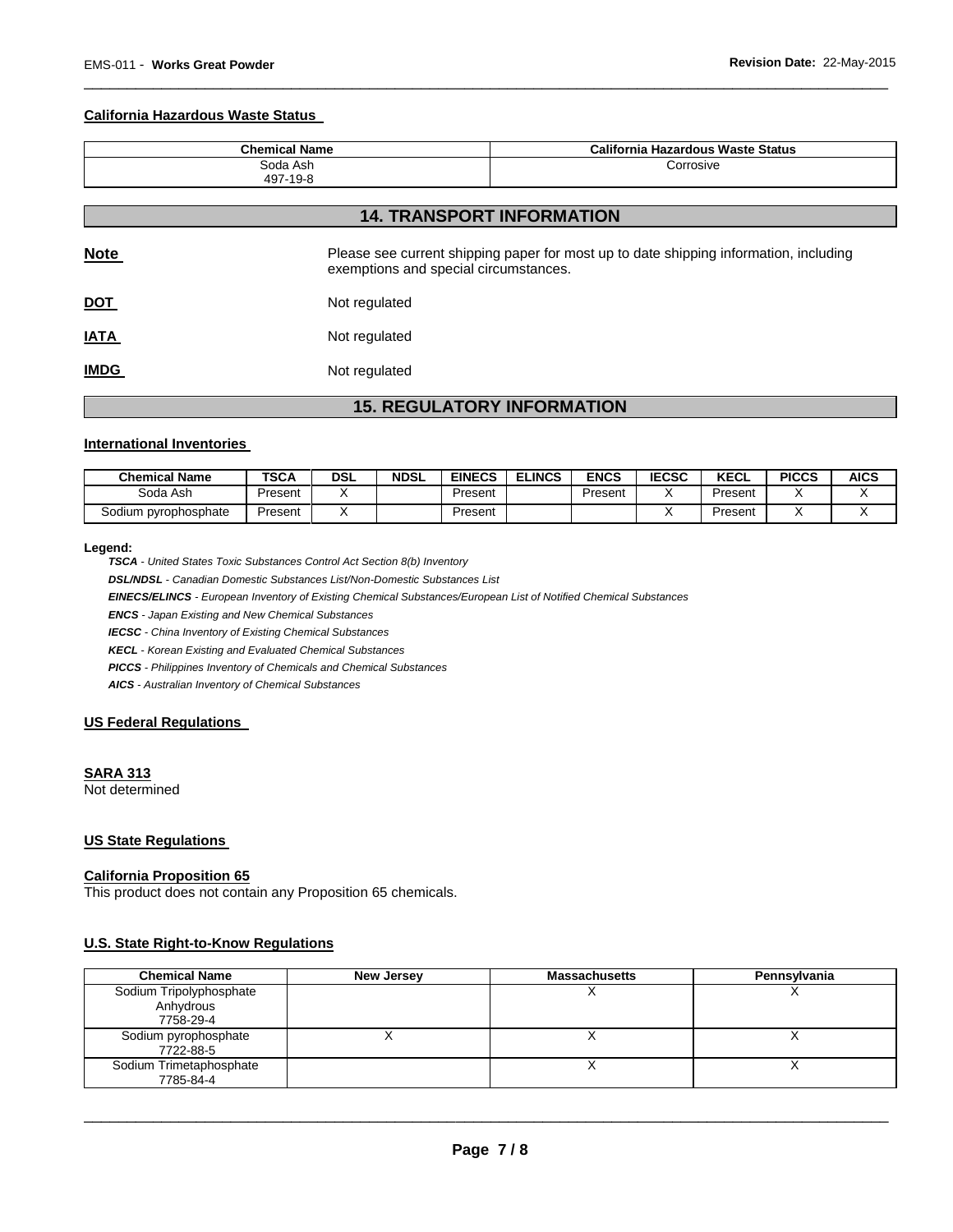#### California Hazardous Waste Status

| Chemical Name | California Hazardous Waste Status |
|---|---|
| Soda Ash<br>497-19-8 | Corrosive |

## 14. TRANSPORT INFORMATION

**Note** Please see current shipping paper for most up to date shipping information, including exemptions and special circumstances.

**DOT** Not regulated

**IATA** Not regulated

**IMDG** Not regulated

## 15. REGULATORY INFORMATION

#### International Inventories

| Chemical Name | TSCA | DSL | NDSL | EINECS | ELINCS | ENCS | IECSC | KECL | PICCS | AICS |
|---|---|---|---|---|---|---|---|---|---|---|
| Soda Ash | Present | X | | Present | | Present | X | Present | X | X |
| Sodium pyrophosphate | Present | X | | Present | | | X | Present | X | X |

**Legend:**

***TSCA*** *- United States Toxic Substances Control Act Section 8(b) Inventory*

***DSL/NDSL*** *- Canadian Domestic Substances List/Non-Domestic Substances List*

***EINECS/ELINCS*** *- European Inventory of Existing Chemical Substances/European List of Notified Chemical Substances*

***ENCS*** *- Japan Existing and New Chemical Substances*

***IECSC*** *- China Inventory of Existing Chemical Substances*

***KECL*** *- Korean Existing and Evaluated Chemical Substances*

***PICCS*** *- Philippines Inventory of Chemicals and Chemical Substances*

***AICS*** *- Australian Inventory of Chemical Substances*

#### US Federal Regulations

#### SARA 313

Not determined

#### US State Regulations

#### California Proposition 65

This product does not contain any Proposition 65 chemicals.

#### U.S. State Right-to-Know Regulations

| Chemical Name | New Jersey | Massachusetts | Pennsylvania |
|---|---|---|---|
| Sodium Tripolyphosphate Anhydrous<br>7758-29-4 | | X | X |
| Sodium pyrophosphate<br>7722-88-5 | X | X | X |
| Sodium Trimetaphosphate<br>7785-84-4 | | X | X |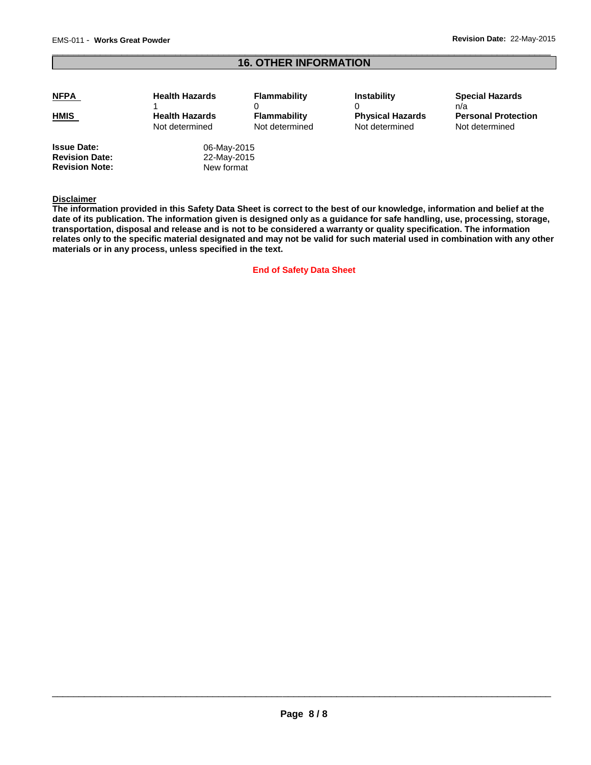## 16. OTHER INFORMATION

| | | | | |
|---|---|---|---|---|
| **NFPA** | **Health Hazards** | **Flammability** | **Instability** | **Special Hazards** |
| | 1 | 0 | 0 | n/a |
| **HMIS** | **Health Hazards** | **Flammability** | **Physical Hazards** | **Personal Protection** |
| | Not determined | Not determined | Not determined | Not determined |

**Issue Date:** 06-May-2015
**Revision Date:** 22-May-2015
**Revision Note:** New format

**Disclaimer**

**The information provided in this Safety Data Sheet is correct to the best of our knowledge, information and belief at the date of its publication. The information given is designed only as a guidance for safe handling, use, processing, storage, transportation, disposal and release and is not to be considered a warranty or quality specification. The information relates only to the specific material designated and may not be valid for such material used in combination with any other materials or in any process, unless specified in the text.**

**End of Safety Data Sheet**